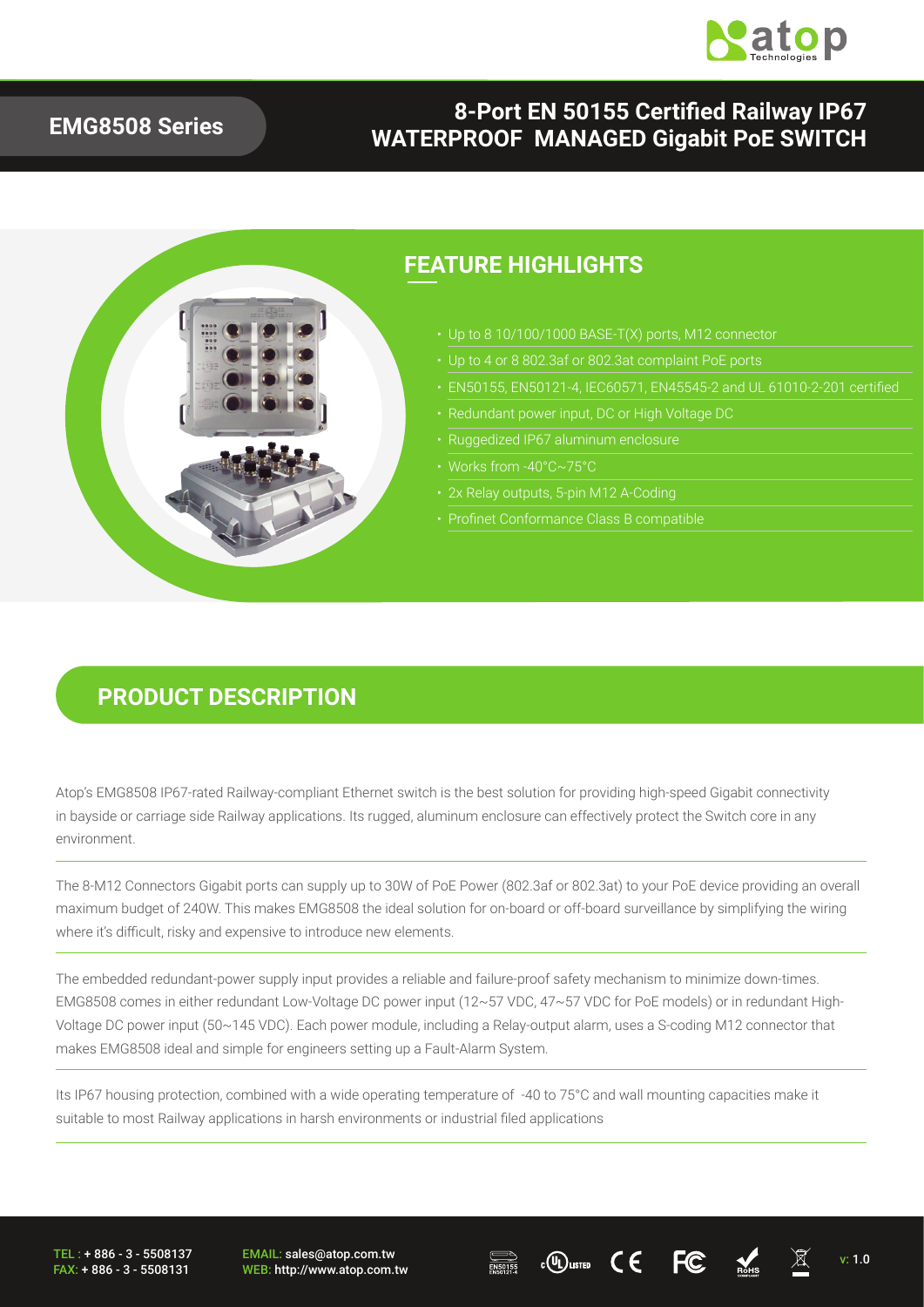# EMG8508 Series

## 8-Port EN 50155 Certified Railway IP67 WATERPROOF MANAGED Gigabit PoE SWITCH

## FEATURE HIGHLIGHTS

- Up to 8 10/100/1000 BASE-T(X) ports, M12 connector
- Up to 4 or 8 802.3af or 802.3at complaint PoE ports
- EN50155, EN50121-4, IEC60571, EN45545-2 and UL 61010-2-201 certified
- Redundant power input, DC or High Voltage DC
- Ruggedized IP67 aluminum enclosure
- Works from -40°C~75°C
- 2x Relay outputs, 5-pin M12 A-Coding
- Profinet Conformance Class B compatible

## PRODUCT DESCRIPTION

Atop's EMG8508 IP67-rated Railway-compliant Ethernet switch is the best solution for providing high-speed Gigabit connectivity in bayside or carriage side Railway applications. Its rugged, aluminum enclosure can effectively protect the Switch core in any environment.

The 8-M12 Connectors Gigabit ports can supply up to 30W of PoE Power (802.3af or 802.3at) to your PoE device providing an overall maximum budget of 240W. This makes EMG8508 the ideal solution for on-board or off-board surveillance by simplifying the wiring where it's difficult, risky and expensive to introduce new elements.

The embedded redundant-power supply input provides a reliable and failure-proof safety mechanism to minimize down-times. EMG8508 comes in either redundant Low-Voltage DC power input (12~57 VDC, 47~57 VDC for PoE models) or in redundant High-Voltage DC power input (50~145 VDC). Each power module, including a Relay-output alarm, uses a S-coding M12 connector that makes EMG8508 ideal and simple for engineers setting up a Fault-Alarm System.

Its IP67 housing protection, combined with a wide operating temperature of -40 to 75°C and wall mounting capacities make it suitable to most Railway applications in harsh environments or industrial filed applications

TEL : + 886 - 3 - 5508137
FAX: + 886 - 3 - 5508131

EMAIL: sales@atop.com.tw
WEB: http://www.atop.com.tw

v: 1.0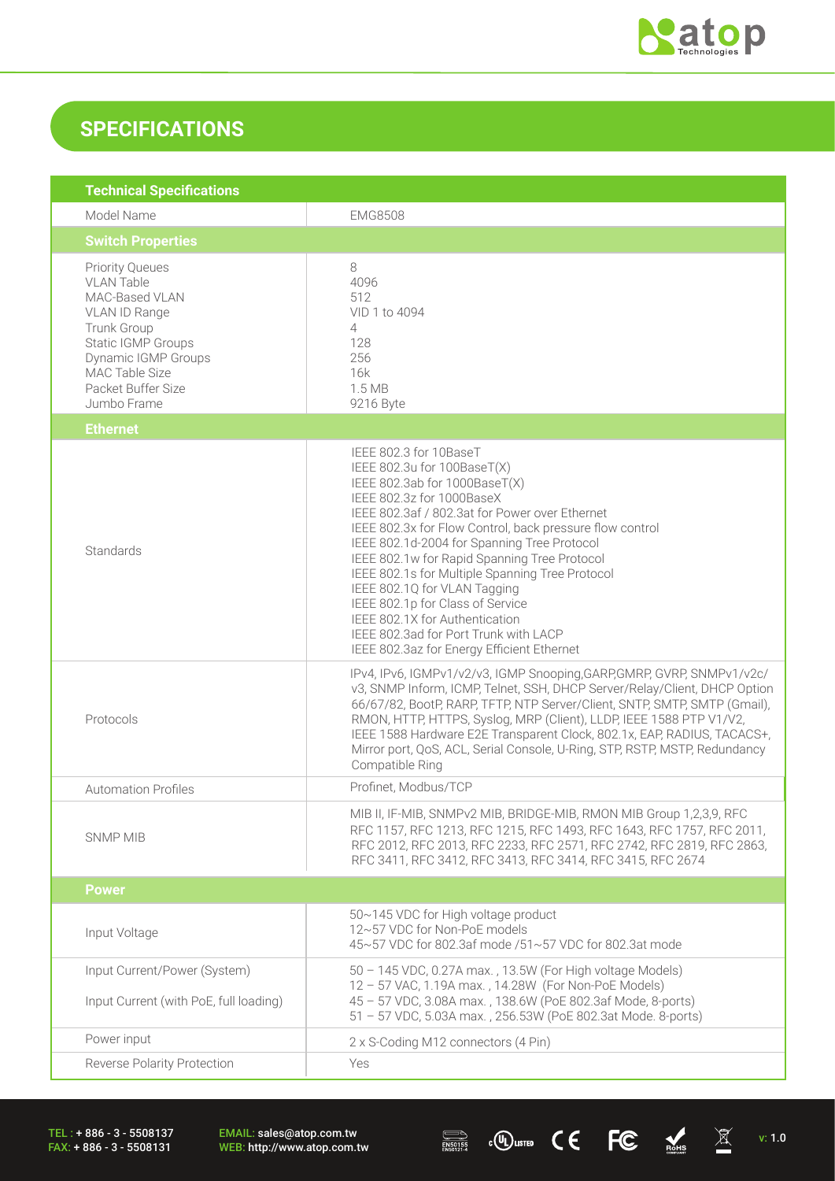## SPECIFICATIONS

| Technical Specifications | |
|---|---|
| Model Name | EMG8508 |
| **Switch Properties** | |
| Priority Queues<br>VLAN Table<br>MAC-Based VLAN<br>VLAN ID Range<br>Trunk Group<br>Static IGMP Groups<br>Dynamic IGMP Groups<br>MAC Table Size<br>Packet Buffer Size<br>Jumbo Frame | 8<br>4096<br>512<br>VID 1 to 4094<br>4<br>128<br>256<br>16k<br>1.5 MB<br>9216 Byte |
| **Ethernet** | |
| Standards | IEEE 802.3 for 10BaseT<br>IEEE 802.3u for 100BaseT(X)<br>IEEE 802.3ab for 1000BaseT(X)<br>IEEE 802.3z for 1000BaseX<br>IEEE 802.3af / 802.3at for Power over Ethernet<br>IEEE 802.3x for Flow Control, back pressure flow control<br>IEEE 802.1d-2004 for Spanning Tree Protocol<br>IEEE 802.1w for Rapid Spanning Tree Protocol<br>IEEE 802.1s for Multiple Spanning Tree Protocol<br>IEEE 802.1Q for VLAN Tagging<br>IEEE 802.1p for Class of Service<br>IEEE 802.1X for Authentication<br>IEEE 802.3ad for Port Trunk with LACP<br>IEEE 802.3az for Energy Efficient Ethernet |
| Protocols | IPv4, IPv6, IGMPv1/v2/v3, IGMP Snooping,GARP,GMRP, GVRP, SNMPv1/v2c/v3, SNMP Inform, ICMP, Telnet, SSH, DHCP Server/Relay/Client, DHCP Option 66/67/82, BootP, RARP, TFTP, NTP Server/Client, SNTP, SMTP, SMTP (Gmail), RMON, HTTP, HTTPS, Syslog, MRP (Client), LLDP, IEEE 1588 PTP V1/V2, IEEE 1588 Hardware E2E Transparent Clock, 802.1x, EAP, RADIUS, TACACS+, Mirror port, QoS, ACL, Serial Console, U-Ring, STP, RSTP, MSTP, Redundancy Compatible Ring |
| Automation Profiles | Profinet, Modbus/TCP |
| SNMP MIB | MIB II, IF-MIB, SNMPv2 MIB, BRIDGE-MIB, RMON MIB Group 1,2,3,9, RFC RFC 1157, RFC 1213, RFC 1215, RFC 1493, RFC 1643, RFC 1757, RFC 2011, RFC 2012, RFC 2013, RFC 2233, RFC 2571, RFC 2742, RFC 2819, RFC 2863, RFC 3411, RFC 3412, RFC 3413, RFC 3414, RFC 3415, RFC 2674 |
| **Power** | |
| Input Voltage | 50~145 VDC for High voltage product<br>12~57 VDC for Non-PoE models<br>45~57 VDC for 802.3af mode /51~57 VDC for 802.3at mode |
| Input Current/Power (System)<br><br>Input Current (with PoE, full loading) | 50 – 145 VDC, 0.27A max. , 13.5W (For High voltage Models)<br>12 – 57 VAC, 1.19A max. , 14.28W (For Non-PoE Models)<br>45 – 57 VDC, 3.08A max. , 138.6W (PoE 802.3af Mode, 8-ports)<br>51 – 57 VDC, 5.03A max. , 256.53W (PoE 802.3at Mode. 8-ports) |
| Power input | 2 x S-Coding M12 connectors (4 Pin) |
| Reverse Polarity Protection | Yes |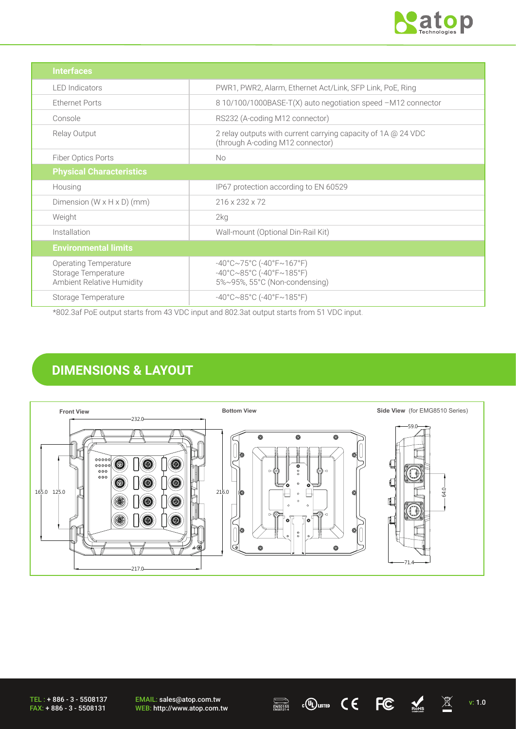| Interfaces | |
|---|---|
| LED Indicators | PWR1, PWR2, Alarm, Ethernet Act/Link, SFP Link, PoE, Ring |
| Ethernet Ports | 8 10/100/1000BASE-T(X) auto negotiation speed –M12 connector |
| Console | RS232 (A-coding M12 connector) |
| Relay Output | 2 relay outputs with current carrying capacity of 1A @ 24 VDC (through A-coding M12 connector) |
| Fiber Optics Ports | No |
| **Physical Characteristics** | |
| Housing | IP67 protection according to EN 60529 |
| Dimension (W x H x D) (mm) | 216 x 232 x 72 |
| Weight | 2kg |
| Installation | Wall-mount (Optional Din-Rail Kit) |
| **Environmental limits** | |
| Operating Temperature<br>Storage Temperature<br>Ambient Relative Humidity | -40°C~75°C (-40°F~167°F)<br>-40°C~85°C (-40°F~185°F)<br>5%~95%, 55°C (Non-condensing) |
| Storage Temperature | -40°C~85°C (-40°F~185°F) |

*802.3af PoE output starts from 43 VDC input and 802.3at output starts from 51 VDC input.

## DIMENSIONS & LAYOUT

**Front View** | **Bottom View** | **Side View** (for EMG8510 Series)

TEL : + 886 - 3 - 5508137
FAX: + 886 - 3 - 5508131

EMAIL: sales@atop.com.tw
WEB: http://www.atop.com.tw

v: 1.0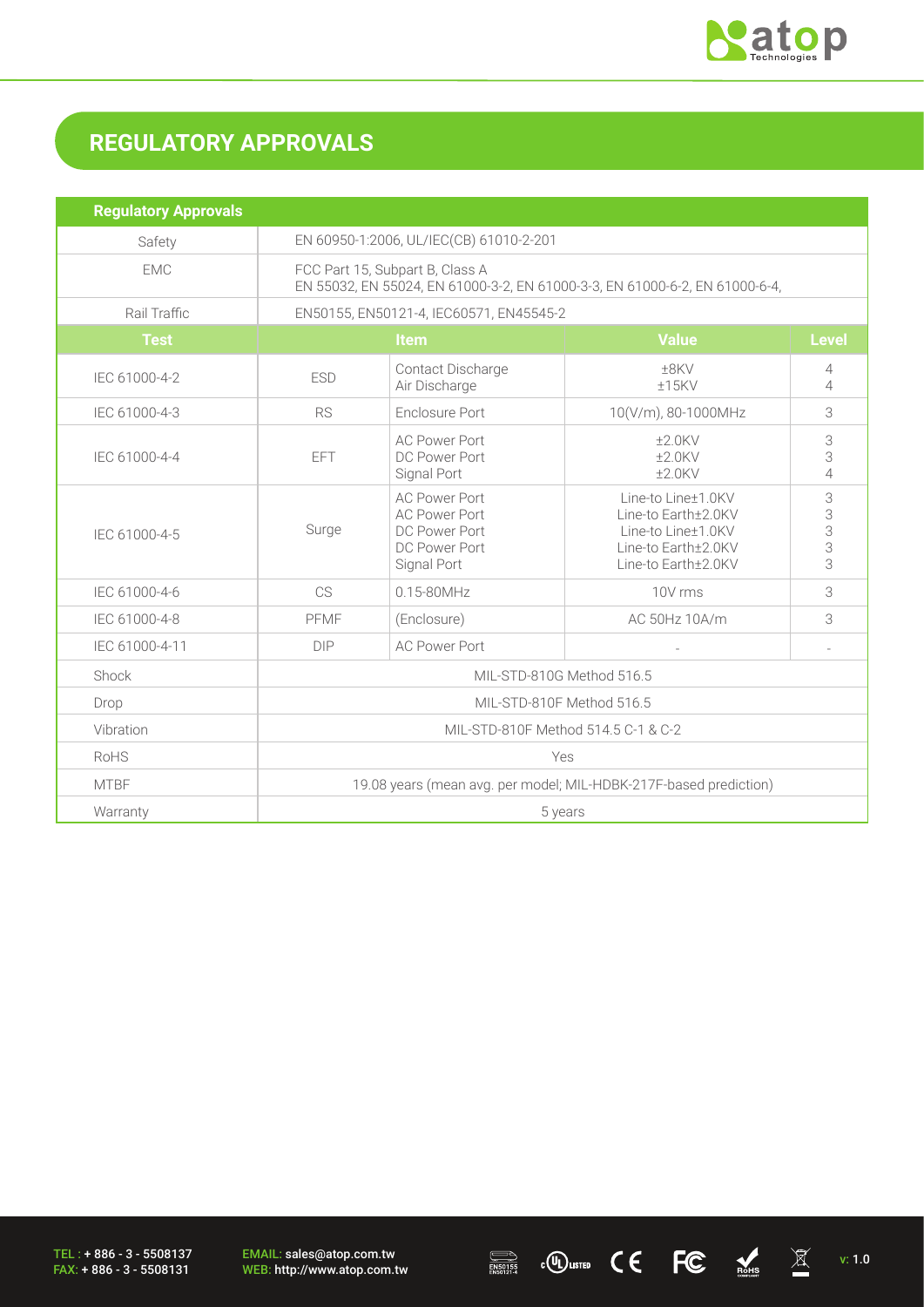## REGULATORY APPROVALS

| Regulatory Approvals | | | | |
|---|---|---|---|---|
| Safety | EN 60950-1:2006, UL/IEC(CB) 61010-2-201 | | | |
| EMC | FCC Part 15, Subpart B, Class A<br>EN 55032, EN 55024, EN 61000-3-2, EN 61000-3-3, EN 61000-6-2, EN 61000-6-4, | | | |
| Rail Traffic | EN50155, EN50121-4, IEC60571, EN45545-2 | | | |
| **Test** | **Item** | | **Value** | **Level** |
| IEC 61000-4-2 | ESD | Contact Discharge<br>Air Discharge | ±8KV<br>±15KV | 4<br>4 |
| IEC 61000-4-3 | RS | Enclosure Port | 10(V/m), 80-1000MHz | 3 |
| IEC 61000-4-4 | EFT | AC Power Port<br>DC Power Port<br>Signal Port | ±2.0KV<br>±2.0KV<br>±2.0KV | 3<br>3<br>4 |
| IEC 61000-4-5 | Surge | AC Power Port<br>AC Power Port<br>DC Power Port<br>DC Power Port<br>Signal Port | Line-to Line±1.0KV<br>Line-to Earth±2.0KV<br>Line-to Line±1.0KV<br>Line-to Earth±2.0KV<br>Line-to Earth±2.0KV | 3<br>3<br>3<br>3<br>3 |
| IEC 61000-4-6 | CS | 0.15-80MHz | 10V rms | 3 |
| IEC 61000-4-8 | PFMF | (Enclosure) | AC 50Hz 10A/m | 3 |
| IEC 61000-4-11 | DIP | AC Power Port | - | - |
| Shock | MIL-STD-810G Method 516.5 | | | |
| Drop | MIL-STD-810F Method 516.5 | | | |
| Vibration | MIL-STD-810F Method 514.5 C-1 & C-2 | | | |
| RoHS | Yes | | | |
| MTBF | 19.08 years (mean avg. per model; MIL-HDBK-217F-based prediction) | | | |
| Warranty | 5 years | | | |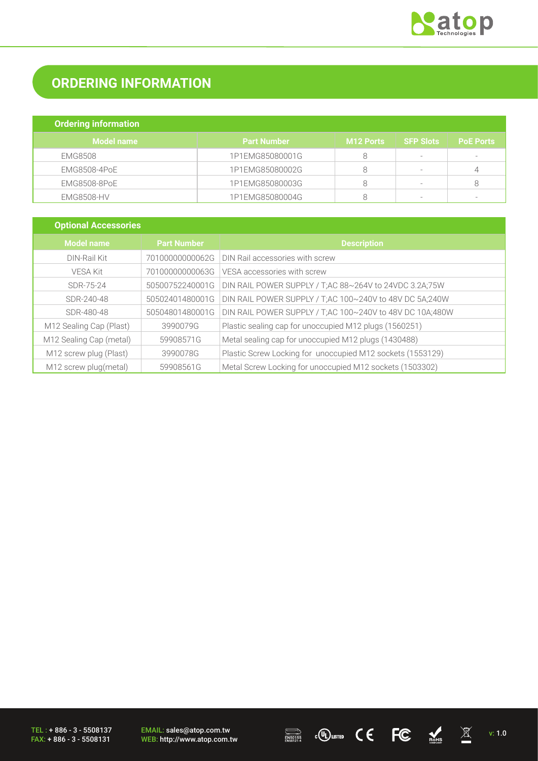# ORDERING INFORMATION

| Ordering information | | | | |
|---|---|---|---|---|
| **Model name** | **Part Number** | **M12 Ports** | **SFP Slots** | **PoE Ports** |
| EMG8508 | 1P1EMG85080001G | 8 | - | - |
| EMG8508-4PoE | 1P1EMG85080002G | 8 | - | 4 |
| EMG8508-8PoE | 1P1EMG85080003G | 8 | - | 8 |
| EMG8508-HV | 1P1EMG85080004G | 8 | - | - |

| Optional Accessories | | |
|---|---|---|
| **Model name** | **Part Number** | **Description** |
| DIN-Rail Kit | 70100000000062G | DIN Rail accessories with screw |
| VESA Kit | 70100000000063G | VESA accessories with screw |
| SDR-75-24 | 50500752240001G | DIN RAIL POWER SUPPLY / T;AC 88~264V to 24VDC 3.2A;75W |
| SDR-240-48 | 50502401480001G | DIN RAIL POWER SUPPLY / T;AC 100~240V to 48V DC 5A;240W |
| SDR-480-48 | 50504801480001G | DIN RAIL POWER SUPPLY / T;AC 100~240V to 48V DC 10A;480W |
| M12 Sealing Cap (Plast) | 3990079G | Plastic sealing cap for unoccupied M12 plugs (1560251) |
| M12 Sealing Cap (metal) | 59908571G | Metal sealing cap for unoccupied M12 plugs (1430488) |
| M12 screw plug (Plast) | 3990078G | Plastic Screw Locking for unoccupied M12 sockets (1553129) |
| M12 screw plug(metal) | 59908561G | Metal Screw Locking for unoccupied M12 sockets (1503302) |

TEL : + 886 - 3 - 5508137
FAX: + 886 - 3 - 5508131

EMAIL: sales@atop.com.tw
WEB: http://www.atop.com.tw

v: 1.0